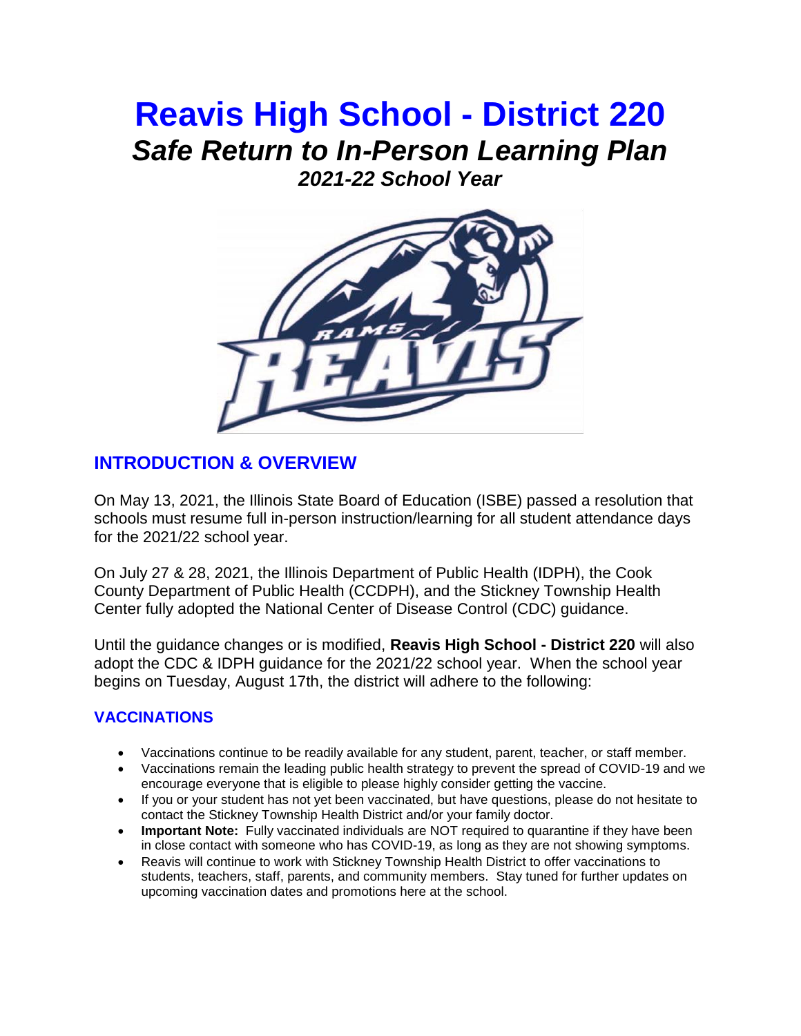# Reavis High School - District 220

## *Safe Return to In-Person Learning Plan*

### *2021-22 School Year*

## INTRODUCTION & OVERVIEW

On May 13, 2021, the Illinois State Board of Education (ISBE) passed a resolution that schools must resume full in-person instruction/learning for all student attendance days for the 2021/22 school year.

On July 27 & 28, 2021, the Illinois Department of Public Health (IDPH), the Cook County Department of Public Health (CCDPH), and the Stickney Township Health Center fully adopted the National Center of Disease Control (CDC) guidance.

Until the guidance changes or is modified, **Reavis High School - District 220** will also adopt the CDC & IDPH guidance for the 2021/22 school year. When the school year begins on Tuesday, August 17th, the district will adhere to the following:

### VACCINATIONS

- Vaccinations continue to be readily available for any student, parent, teacher, or staff member.
- Vaccinations remain the leading public health strategy to prevent the spread of COVID-19 and we encourage everyone that is eligible to please highly consider getting the vaccine.
- If you or your student has not yet been vaccinated, but have questions, please do not hesitate to contact the Stickney Township Health District and/or your family doctor.
- **Important Note:** Fully vaccinated individuals are NOT required to quarantine if they have been in close contact with someone who has COVID-19, as long as they are not showing symptoms.
- Reavis will continue to work with Stickney Township Health District to offer vaccinations to students, teachers, staff, parents, and community members. Stay tuned for further updates on upcoming vaccination dates and promotions here at the school.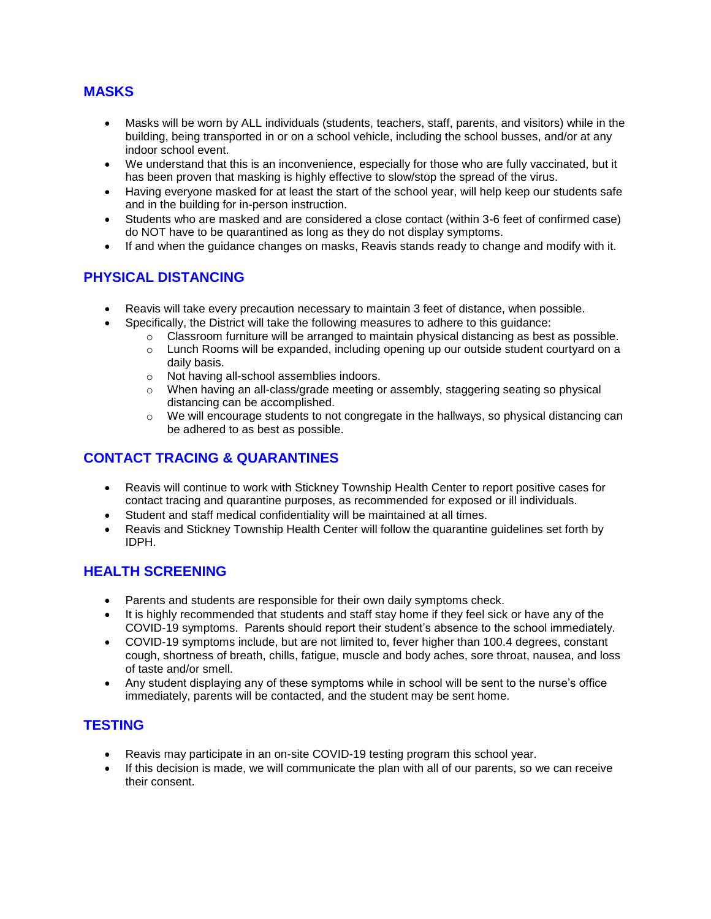## MASKS

- Masks will be worn by ALL individuals (students, teachers, staff, parents, and visitors) while in the building, being transported in or on a school vehicle, including the school busses, and/or at any indoor school event.
- We understand that this is an inconvenience, especially for those who are fully vaccinated, but it has been proven that masking is highly effective to slow/stop the spread of the virus.
- Having everyone masked for at least the start of the school year, will help keep our students safe and in the building for in-person instruction.
- Students who are masked and are considered a close contact (within 3-6 feet of confirmed case) do NOT have to be quarantined as long as they do not display symptoms.
- If and when the guidance changes on masks, Reavis stands ready to change and modify with it.

## PHYSICAL DISTANCING

- Reavis will take every precaution necessary to maintain 3 feet of distance, when possible.
- Specifically, the District will take the following measures to adhere to this guidance:
  - Classroom furniture will be arranged to maintain physical distancing as best as possible.
  - Lunch Rooms will be expanded, including opening up our outside student courtyard on a daily basis.
  - Not having all-school assemblies indoors.
  - When having an all-class/grade meeting or assembly, staggering seating so physical distancing can be accomplished.
  - We will encourage students to not congregate in the hallways, so physical distancing can be adhered to as best as possible.

## CONTACT TRACING & QUARANTINES

- Reavis will continue to work with Stickney Township Health Center to report positive cases for contact tracing and quarantine purposes, as recommended for exposed or ill individuals.
- Student and staff medical confidentiality will be maintained at all times.
- Reavis and Stickney Township Health Center will follow the quarantine guidelines set forth by IDPH.

## HEALTH SCREENING

- Parents and students are responsible for their own daily symptoms check.
- It is highly recommended that students and staff stay home if they feel sick or have any of the COVID-19 symptoms. Parents should report their student's absence to the school immediately.
- COVID-19 symptoms include, but are not limited to, fever higher than 100.4 degrees, constant cough, shortness of breath, chills, fatigue, muscle and body aches, sore throat, nausea, and loss of taste and/or smell.
- Any student displaying any of these symptoms while in school will be sent to the nurse's office immediately, parents will be contacted, and the student may be sent home.

## TESTING

- Reavis may participate in an on-site COVID-19 testing program this school year.
- If this decision is made, we will communicate the plan with all of our parents, so we can receive their consent.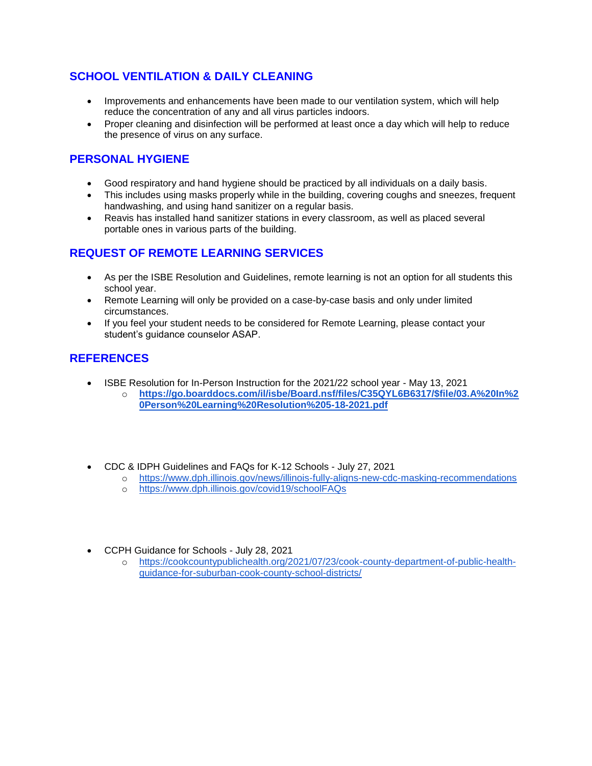## SCHOOL VENTILATION & DAILY CLEANING

- Improvements and enhancements have been made to our ventilation system, which will help reduce the concentration of any and all virus particles indoors.
- Proper cleaning and disinfection will be performed at least once a day which will help to reduce the presence of virus on any surface.

## PERSONAL HYGIENE

- Good respiratory and hand hygiene should be practiced by all individuals on a daily basis.
- This includes using masks properly while in the building, covering coughs and sneezes, frequent handwashing, and using hand sanitizer on a regular basis.
- Reavis has installed hand sanitizer stations in every classroom, as well as placed several portable ones in various parts of the building.

## REQUEST OF REMOTE LEARNING SERVICES

- As per the ISBE Resolution and Guidelines, remote learning is not an option for all students this school year.
- Remote Learning will only be provided on a case-by-case basis and only under limited circumstances.
- If you feel your student needs to be considered for Remote Learning, please contact your student's guidance counselor ASAP.

## REFERENCES

- ISBE Resolution for In-Person Instruction for the 2021/22 school year - May 13, 2021
  - **https://go.boarddocs.com/il/isbe/Board.nsf/files/C35QYL6B6317/$file/03.A%20In%20Person%20Learning%20Resolution%205-18-2021.pdf**

- CDC & IDPH Guidelines and FAQs for K-12 Schools - July 27, 2021
  - https://www.dph.illinois.gov/news/illinois-fully-aligns-new-cdc-masking-recommendations
  - https://www.dph.illinois.gov/covid19/schoolFAQs

- CCPH Guidance for Schools - July 28, 2021
  - https://cookcountypublichealth.org/2021/07/23/cook-county-department-of-public-health-guidance-for-suburban-cook-county-school-districts/